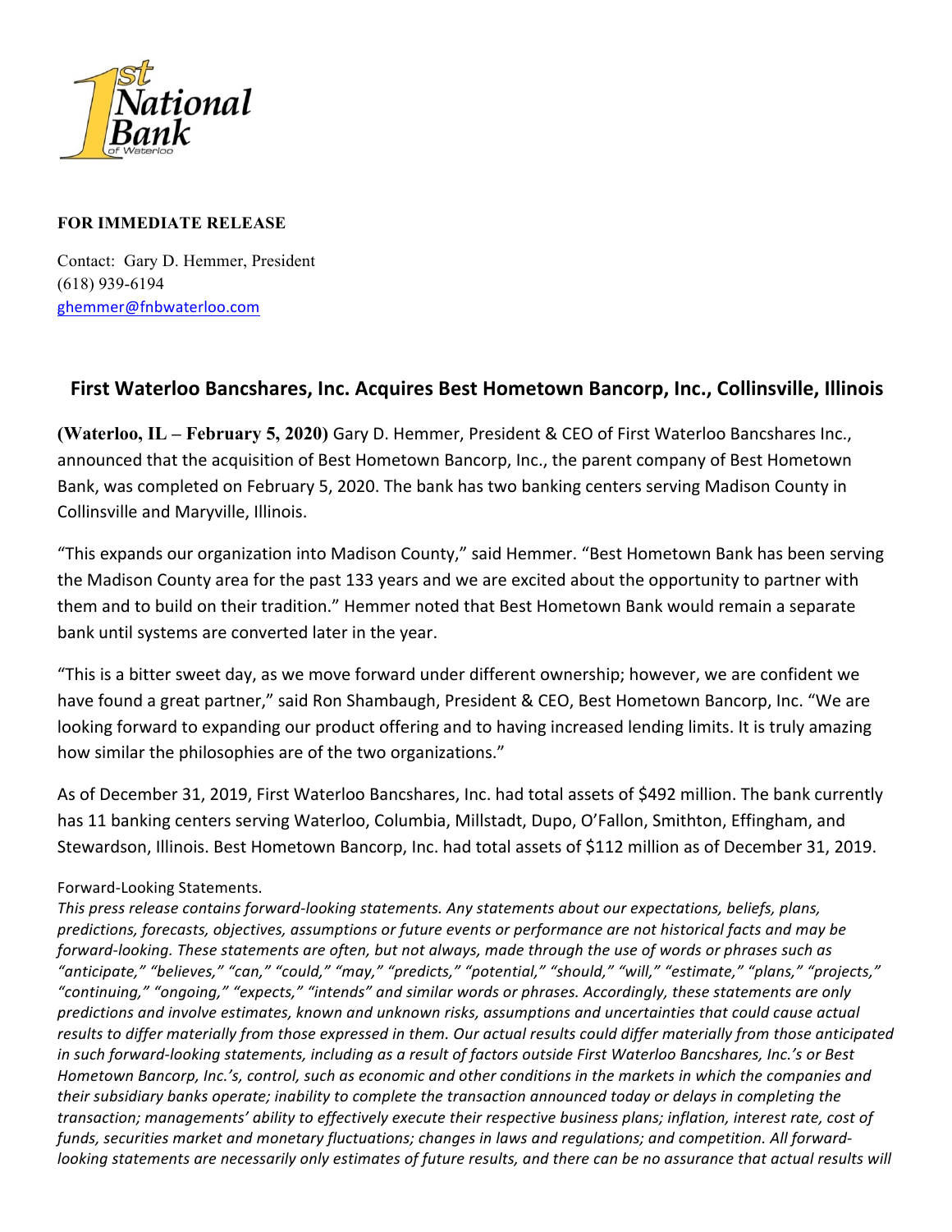**FOR IMMEDIATE RELEASE**

Contact: Gary D. Hemmer, President
(618) 939-6194
ghemmer@fnbwaterloo.com

## First Waterloo Bancshares, Inc. Acquires Best Hometown Bancorp, Inc., Collinsville, Illinois

**(Waterloo, IL – February 5, 2020)** Gary D. Hemmer, President & CEO of First Waterloo Bancshares Inc., announced that the acquisition of Best Hometown Bancorp, Inc., the parent company of Best Hometown Bank, was completed on February 5, 2020. The bank has two banking centers serving Madison County in Collinsville and Maryville, Illinois.

"This expands our organization into Madison County," said Hemmer. "Best Hometown Bank has been serving the Madison County area for the past 133 years and we are excited about the opportunity to partner with them and to build on their tradition." Hemmer noted that Best Hometown Bank would remain a separate bank until systems are converted later in the year.

"This is a bitter sweet day, as we move forward under different ownership; however, we are confident we have found a great partner," said Ron Shambaugh, President & CEO, Best Hometown Bancorp, Inc. "We are looking forward to expanding our product offering and to having increased lending limits. It is truly amazing how similar the philosophies are of the two organizations."

As of December 31, 2019, First Waterloo Bancshares, Inc. had total assets of $492 million. The bank currently has 11 banking centers serving Waterloo, Columbia, Millstadt, Dupo, O'Fallon, Smithton, Effingham, and Stewardson, Illinois. Best Hometown Bancorp, Inc. had total assets of $112 million as of December 31, 2019.

Forward-Looking Statements.

*This press release contains forward-looking statements. Any statements about our expectations, beliefs, plans, predictions, forecasts, objectives, assumptions or future events or performance are not historical facts and may be forward-looking. These statements are often, but not always, made through the use of words or phrases such as "anticipate," "believes," "can," "could," "may," "predicts," "potential," "should," "will," "estimate," "plans," "projects," "continuing," "ongoing," "expects," "intends" and similar words or phrases. Accordingly, these statements are only predictions and involve estimates, known and unknown risks, assumptions and uncertainties that could cause actual results to differ materially from those expressed in them. Our actual results could differ materially from those anticipated in such forward-looking statements, including as a result of factors outside First Waterloo Bancshares, Inc.'s or Best Hometown Bancorp, Inc.'s, control, such as economic and other conditions in the markets in which the companies and their subsidiary banks operate; inability to complete the transaction announced today or delays in completing the transaction; managements' ability to effectively execute their respective business plans; inflation, interest rate, cost of funds, securities market and monetary fluctuations; changes in laws and regulations; and competition. All forward-looking statements are necessarily only estimates of future results, and there can be no assurance that actual results will*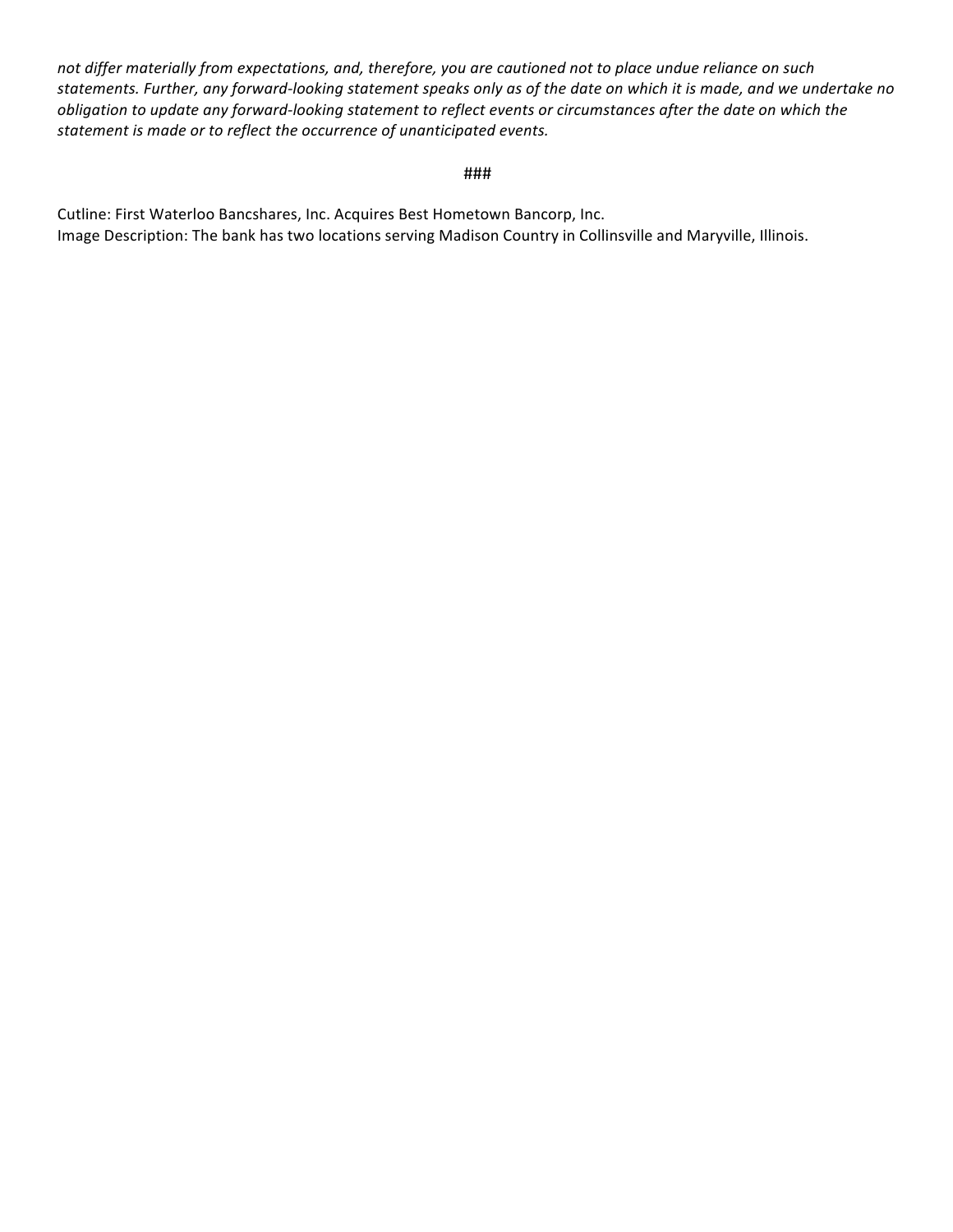*not differ materially from expectations, and, therefore, you are cautioned not to place undue reliance on such statements. Further, any forward-looking statement speaks only as of the date on which it is made, and we undertake no obligation to update any forward-looking statement to reflect events or circumstances after the date on which the statement is made or to reflect the occurrence of unanticipated events.*

###

Cutline: First Waterloo Bancshares, Inc. Acquires Best Hometown Bancorp, Inc.
Image Description: The bank has two locations serving Madison Country in Collinsville and Maryville, Illinois.